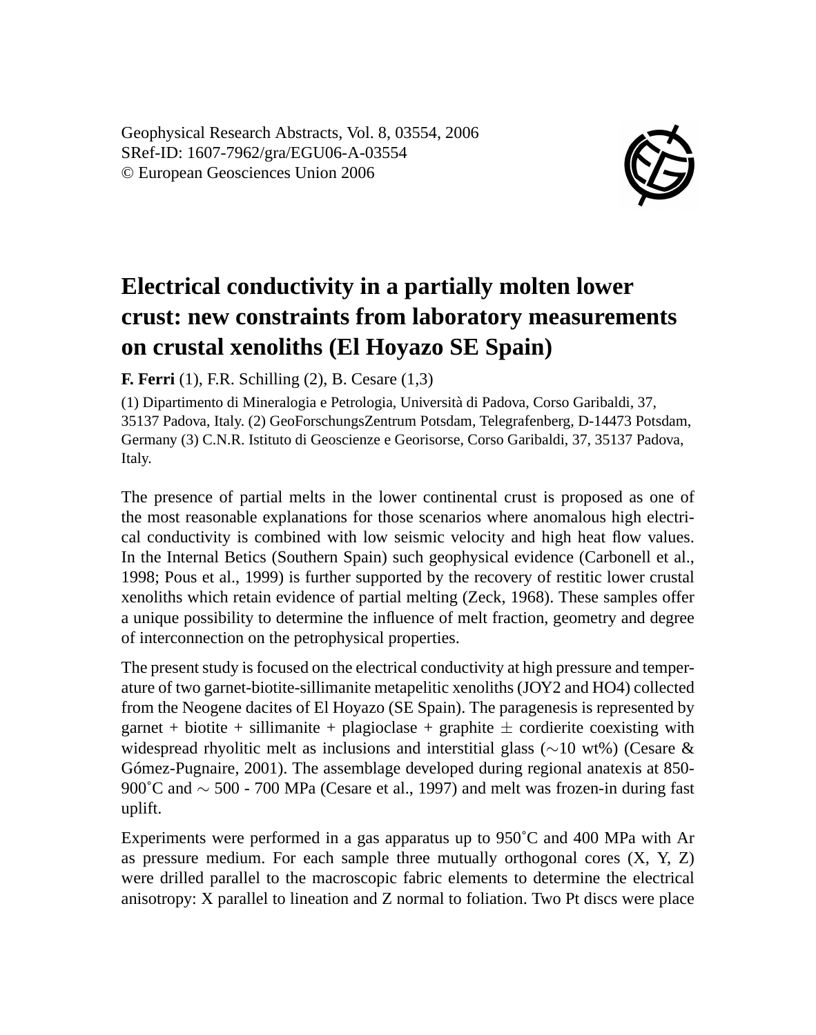# Electrical conductivity in a partially molten lower crust: new constraints from laboratory measurements on crustal xenoliths (El Hoyazo SE Spain)

**F. Ferri** (1), F.R. Schilling (2), B. Cesare (1,3)

(1) Dipartimento di Mineralogia e Petrologia, Università di Padova, Corso Garibaldi, 37, 35137 Padova, Italy. (2) GeoForschungsZentrum Potsdam, Telegrafenberg, D-14473 Potsdam, Germany (3) C.N.R. Istituto di Geoscienze e Georisorse, Corso Garibaldi, 37, 35137 Padova, Italy.

The presence of partial melts in the lower continental crust is proposed as one of the most reasonable explanations for those scenarios where anomalous high electrical conductivity is combined with low seismic velocity and high heat flow values. In the Internal Betics (Southern Spain) such geophysical evidence (Carbonell et al., 1998; Pous et al., 1999) is further supported by the recovery of restitic lower crustal xenoliths which retain evidence of partial melting (Zeck, 1968). These samples offer a unique possibility to determine the influence of melt fraction, geometry and degree of interconnection on the petrophysical properties.

The present study is focused on the electrical conductivity at high pressure and temperature of two garnet-biotite-sillimanite metapelitic xenoliths (JOY2 and HO4) collected from the Neogene dacites of El Hoyazo (SE Spain). The paragenesis is represented by garnet + biotite + sillimanite + plagioclase + graphite $\pm$ cordierite coexisting with widespread rhyolitic melt as inclusions and interstitial glass ($\sim$10 wt%) (Cesare & Gómez-Pugnaire, 2001). The assemblage developed during regional anatexis at 850-900˚C and $\sim$ 500 - 700 MPa (Cesare et al., 1997) and melt was frozen-in during fast uplift.

Experiments were performed in a gas apparatus up to 950˚C and 400 MPa with Ar as pressure medium. For each sample three mutually orthogonal cores (X, Y, Z) were drilled parallel to the macroscopic fabric elements to determine the electrical anisotropy: X parallel to lineation and Z normal to foliation. Two Pt discs were place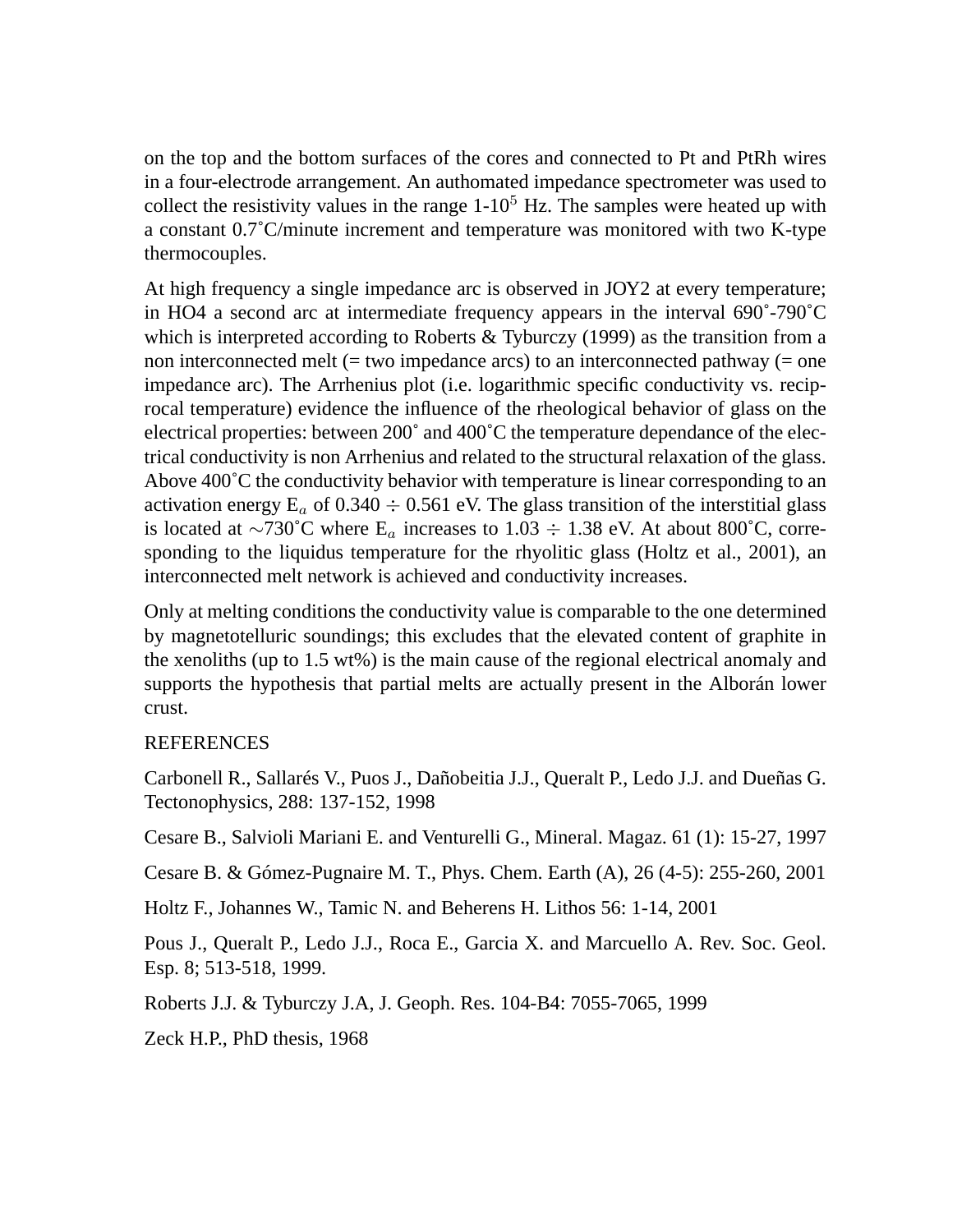on the top and the bottom surfaces of the cores and connected to Pt and PtRh wires in a four-electrode arrangement. An authomated impedance spectrometer was used to collect the resistivity values in the range 1-$10^5$ Hz. The samples were heated up with a constant 0.7˚C/minute increment and temperature was monitored with two K-type thermocouples.

At high frequency a single impedance arc is observed in JOY2 at every temperature; in HO4 a second arc at intermediate frequency appears in the interval 690˚-790˚C which is interpreted according to Roberts & Tyburczy (1999) as the transition from a non interconnected melt (= two impedance arcs) to an interconnected pathway (= one impedance arc). The Arrhenius plot (i.e. logarithmic specific conductivity vs. reciprocal temperature) evidence the influence of the rheological behavior of glass on the electrical properties: between 200˚ and 400˚C the temperature dependance of the electrical conductivity is non Arrhenius and related to the structural relaxation of the glass. Above 400˚C the conductivity behavior with temperature is linear corresponding to an activation energy $E_a$ of 0.340 $\div$ 0.561 eV. The glass transition of the interstitial glass is located at $\sim$730˚C where $E_a$ increases to 1.03 $\div$ 1.38 eV. At about 800˚C, corresponding to the liquidus temperature for the rhyolitic glass (Holtz et al., 2001), an interconnected melt network is achieved and conductivity increases.

Only at melting conditions the conductivity value is comparable to the one determined by magnetotelluric soundings; this excludes that the elevated content of graphite in the xenoliths (up to 1.5 wt%) is the main cause of the regional electrical anomaly and supports the hypothesis that partial melts are actually present in the Alborán lower crust.

REFERENCES

Carbonell R., Sallarés V., Puos J., Dañobeitia J.J., Queralt P., Ledo J.J. and Dueñas G. Tectonophysics, 288: 137-152, 1998

Cesare B., Salvioli Mariani E. and Venturelli G., Mineral. Magaz. 61 (1): 15-27, 1997

Cesare B. & Gómez-Pugnaire M. T., Phys. Chem. Earth (A), 26 (4-5): 255-260, 2001

Holtz F., Johannes W., Tamic N. and Beherens H. Lithos 56: 1-14, 2001

Pous J., Queralt P., Ledo J.J., Roca E., Garcia X. and Marcuello A. Rev. Soc. Geol. Esp. 8; 513-518, 1999.

Roberts J.J. & Tyburczy J.A, J. Geoph. Res. 104-B4: 7055-7065, 1999

Zeck H.P., PhD thesis, 1968